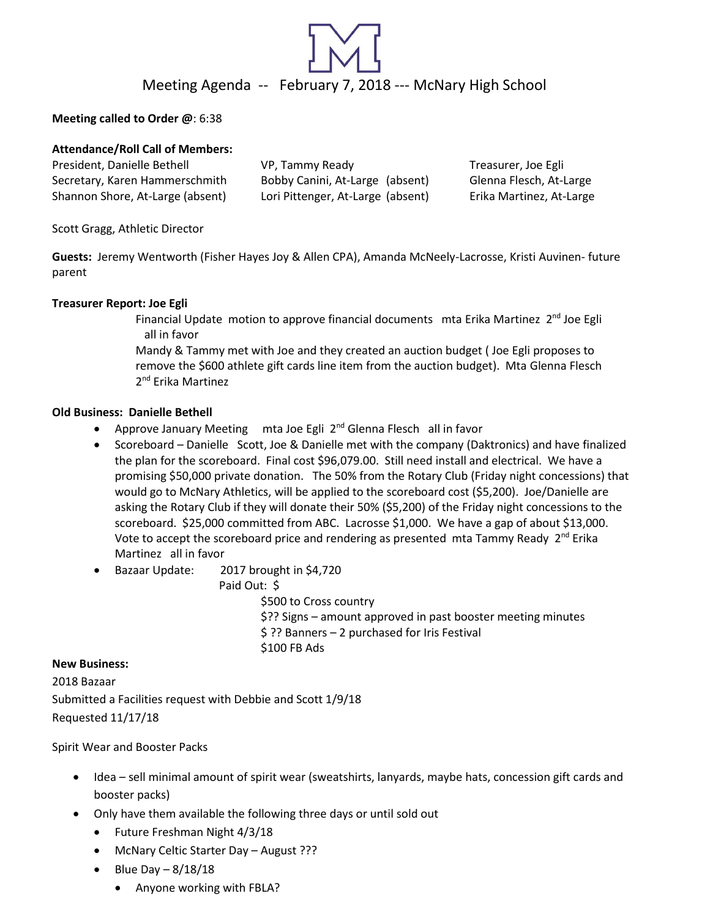# Meeting Agenda -- February 7, 2018 --- McNary High School

**Meeting called to Order @**: 6:38

**Attendance/Roll Call of Members:**

President, Danielle Bethell
VP, Tammy Ready
Treasurer, Joe Egli
Secretary, Karen Hammerschmith
Bobby Canini, At-Large (absent)
Glenna Flesch, At-Large
Shannon Shore, At-Large (absent)
Lori Pittenger, At-Large (absent)
Erika Martinez, At-Large

Scott Gragg, Athletic Director

**Guests:** Jeremy Wentworth (Fisher Hayes Joy & Allen CPA), Amanda McNeely-Lacrosse, Kristi Auvinen- future parent

**Treasurer Report: Joe Egli**

Financial Update motion to approve financial documents mta Erika Martinez 2nd Joe Egli all in favor

Mandy & Tammy met with Joe and they created an auction budget ( Joe Egli proposes to remove the $600 athlete gift cards line item from the auction budget). Mta Glenna Flesch 2nd Erika Martinez

**Old Business: Danielle Bethell**

- Approve January Meeting mta Joe Egli 2nd Glenna Flesch all in favor
- Scoreboard – Danielle Scott, Joe & Danielle met with the company (Daktronics) and have finalized the plan for the scoreboard. Final cost $96,079.00. Still need install and electrical. We have a promising $50,000 private donation. The 50% from the Rotary Club (Friday night concessions) that would go to McNary Athletics, will be applied to the scoreboard cost ($5,200). Joe/Danielle are asking the Rotary Club if they will donate their 50% ($5,200) of the Friday night concessions to the scoreboard. $25,000 committed from ABC. Lacrosse $1,000. We have a gap of about $13,000. Vote to accept the scoreboard price and rendering as presented mta Tammy Ready 2nd Erika Martinez all in favor
- Bazaar Update: 2017 brought in $4,720
  Paid Out: $
  - $500 to Cross country
  - $?? Signs – amount approved in past booster meeting minutes
  - $ ?? Banners – 2 purchased for Iris Festival
  - $100 FB Ads

**New Business:**

2018 Bazaar
Submitted a Facilities request with Debbie and Scott 1/9/18
Requested 11/17/18

Spirit Wear and Booster Packs

- Idea – sell minimal amount of spirit wear (sweatshirts, lanyards, maybe hats, concession gift cards and booster packs)
- Only have them available the following three days or until sold out
  - Future Freshman Night 4/3/18
  - McNary Celtic Starter Day – August ???
  - Blue Day – 8/18/18
    - Anyone working with FBLA?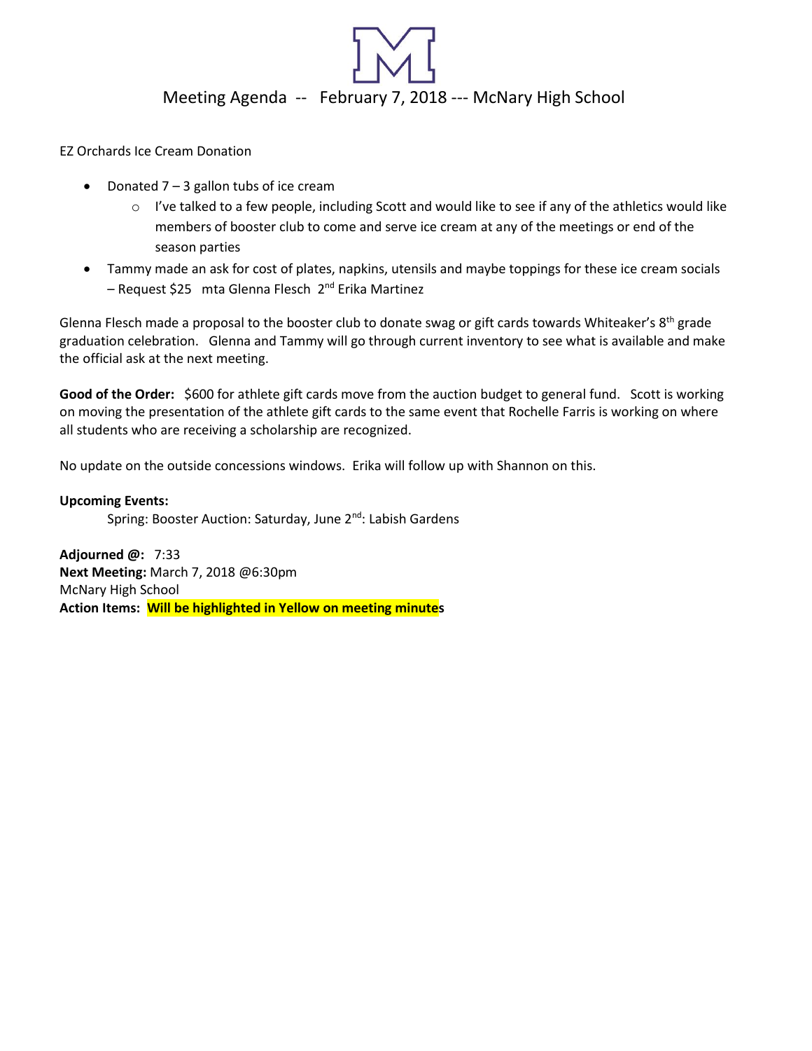Meeting Agenda -- February 7, 2018 --- McNary High School

EZ Orchards Ice Cream Donation

- Donated 7 – 3 gallon tubs of ice cream
  - I've talked to a few people, including Scott and would like to see if any of the athletics would like members of booster club to come and serve ice cream at any of the meetings or end of the season parties
- Tammy made an ask for cost of plates, napkins, utensils and maybe toppings for these ice cream socials – Request $25 mta Glenna Flesch 2nd Erika Martinez

Glenna Flesch made a proposal to the booster club to donate swag or gift cards towards Whiteaker's 8th grade graduation celebration. Glenna and Tammy will go through current inventory to see what is available and make the official ask at the next meeting.

**Good of the Order:** $600 for athlete gift cards move from the auction budget to general fund. Scott is working on moving the presentation of the athlete gift cards to the same event that Rochelle Farris is working on where all students who are receiving a scholarship are recognized.

No update on the outside concessions windows. Erika will follow up with Shannon on this.

**Upcoming Events:**

Spring: Booster Auction: Saturday, June 2nd: Labish Gardens

**Adjourned @:** 7:33
**Next Meeting:** March 7, 2018 @6:30pm
McNary High School
**Action Items: Will be highlighted in Yellow on meeting minutes**